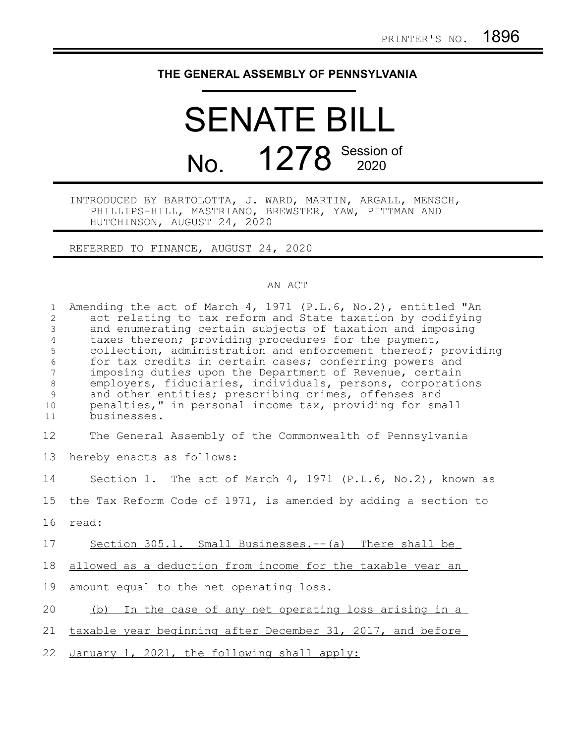PRINTER'S NO. 1896

# THE GENERAL ASSEMBLY OF PENNSYLVANIA

# SENATE BILL

## No. 1278 Session of 2020

INTRODUCED BY BARTOLOTTA, J. WARD, MARTIN, ARGALL, MENSCH, PHILLIPS-HILL, MASTRIANO, BREWSTER, YAW, PITTMAN AND HUTCHINSON, AUGUST 24, 2020

REFERRED TO FINANCE, AUGUST 24, 2020

AN ACT

Amending the act of March 4, 1971 (P.L.6, No.2), entitled "An act relating to tax reform and State taxation by codifying and enumerating certain subjects of taxation and imposing taxes thereon; providing procedures for the payment, collection, administration and enforcement thereof; providing for tax credits in certain cases; conferring powers and imposing duties upon the Department of Revenue, certain employers, fiduciaries, individuals, persons, corporations and other entities; prescribing crimes, offenses and penalties," in personal income tax, providing for small businesses.

The General Assembly of the Commonwealth of Pennsylvania hereby enacts as follows:

Section 1. The act of March 4, 1971 (P.L.6, No.2), known as the Tax Reform Code of 1971, is amended by adding a section to read:

Section 305.1. Small Businesses.--(a) There shall be allowed as a deduction from income for the taxable year an amount equal to the net operating loss.

(b) In the case of any net operating loss arising in a taxable year beginning after December 31, 2017, and before January 1, 2021, the following shall apply: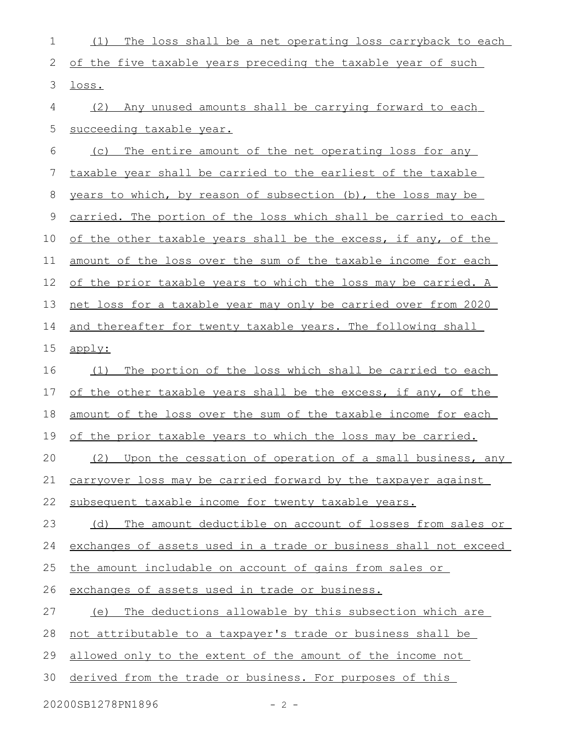(1) The loss shall be a net operating loss carryback to each of the five taxable years preceding the taxable year of such loss.

(2) Any unused amounts shall be carrying forward to each succeeding taxable year.

(c) The entire amount of the net operating loss for any taxable year shall be carried to the earliest of the taxable years to which, by reason of subsection (b), the loss may be carried. The portion of the loss which shall be carried to each of the other taxable years shall be the excess, if any, of the amount of the loss over the sum of the taxable income for each of the prior taxable years to which the loss may be carried. A net loss for a taxable year may only be carried over from 2020 and thereafter for twenty taxable years. The following shall apply:

(1) The portion of the loss which shall be carried to each of the other taxable years shall be the excess, if any, of the amount of the loss over the sum of the taxable income for each of the prior taxable years to which the loss may be carried.

(2) Upon the cessation of operation of a small business, any carryover loss may be carried forward by the taxpayer against subsequent taxable income for twenty taxable years.

(d) The amount deductible on account of losses from sales or exchanges of assets used in a trade or business shall not exceed the amount includable on account of gains from sales or exchanges of assets used in trade or business.

(e) The deductions allowable by this subsection which are not attributable to a taxpayer's trade or business shall be allowed only to the extent of the amount of the income not derived from the trade or business. For purposes of this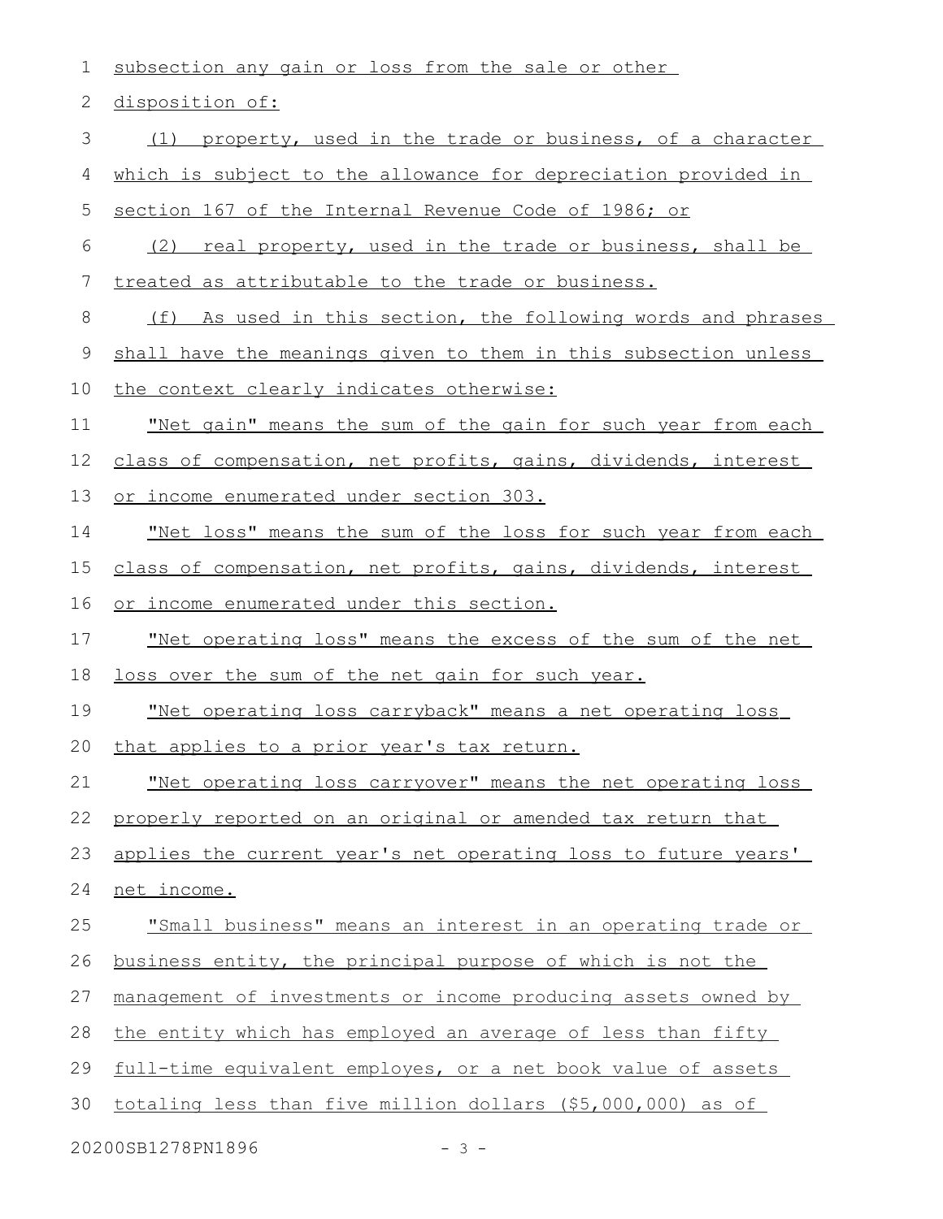subsection any gain or loss from the sale or other disposition of:

(1) property, used in the trade or business, of a character which is subject to the allowance for depreciation provided in section 167 of the Internal Revenue Code of 1986; or

(2) real property, used in the trade or business, shall be treated as attributable to the trade or business.

(f) As used in this section, the following words and phrases shall have the meanings given to them in this subsection unless the context clearly indicates otherwise:

"Net gain" means the sum of the gain for such year from each class of compensation, net profits, gains, dividends, interest or income enumerated under section 303.

"Net loss" means the sum of the loss for such year from each class of compensation, net profits, gains, dividends, interest or income enumerated under this section.

"Net operating loss" means the excess of the sum of the net loss over the sum of the net gain for such year.

"Net operating loss carryback" means a net operating loss that applies to a prior year's tax return.

"Net operating loss carryover" means the net operating loss properly reported on an original or amended tax return that applies the current year's net operating loss to future years' net income.

"Small business" means an interest in an operating trade or business entity, the principal purpose of which is not the management of investments or income producing assets owned by the entity which has employed an average of less than fifty full-time equivalent employes, or a net book value of assets totaling less than five million dollars ($5,000,000) as of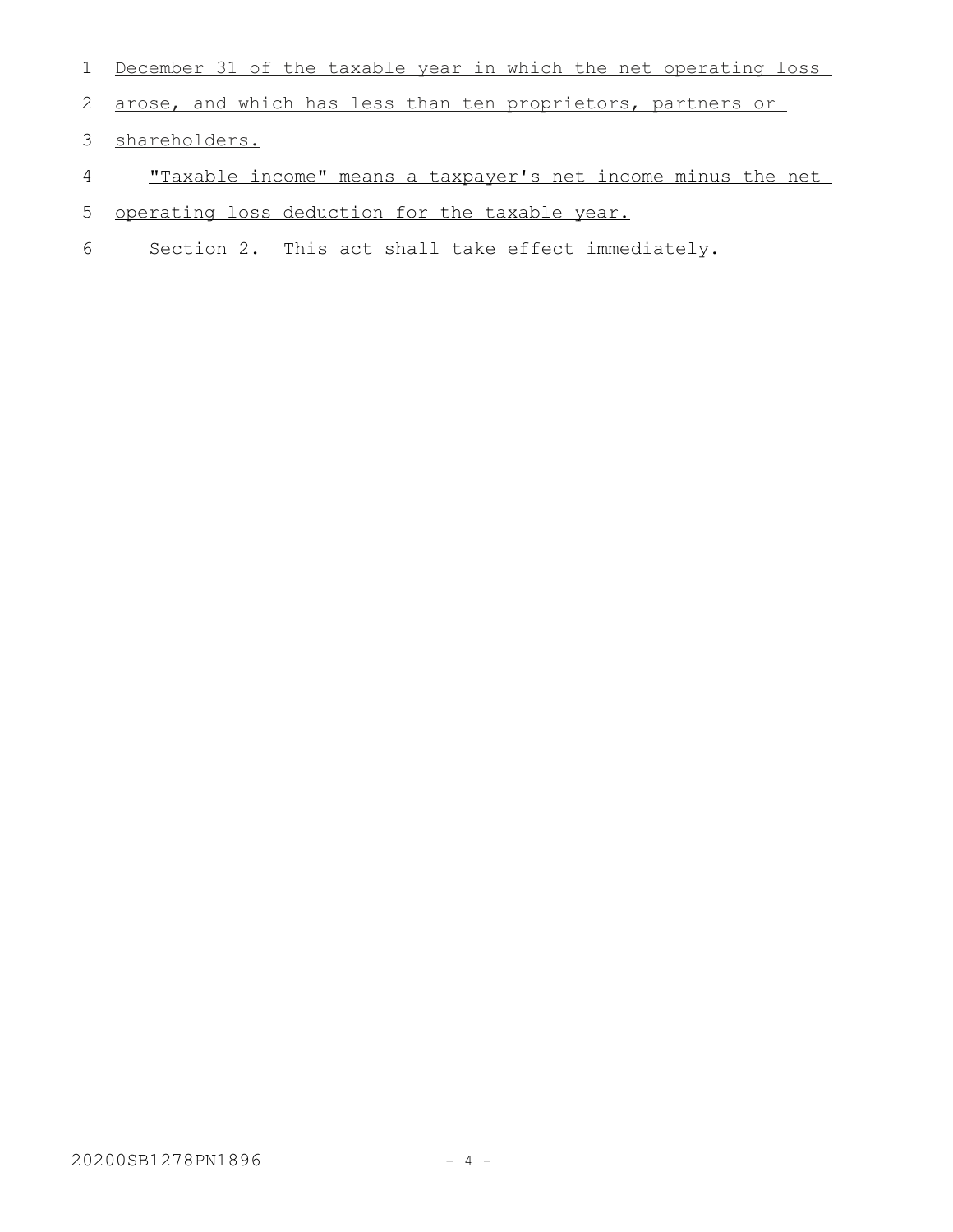December 31 of the taxable year in which the net operating loss arose, and which has less than ten proprietors, partners or shareholders.

"Taxable income" means a taxpayer's net income minus the net operating loss deduction for the taxable year.

Section 2. This act shall take effect immediately.